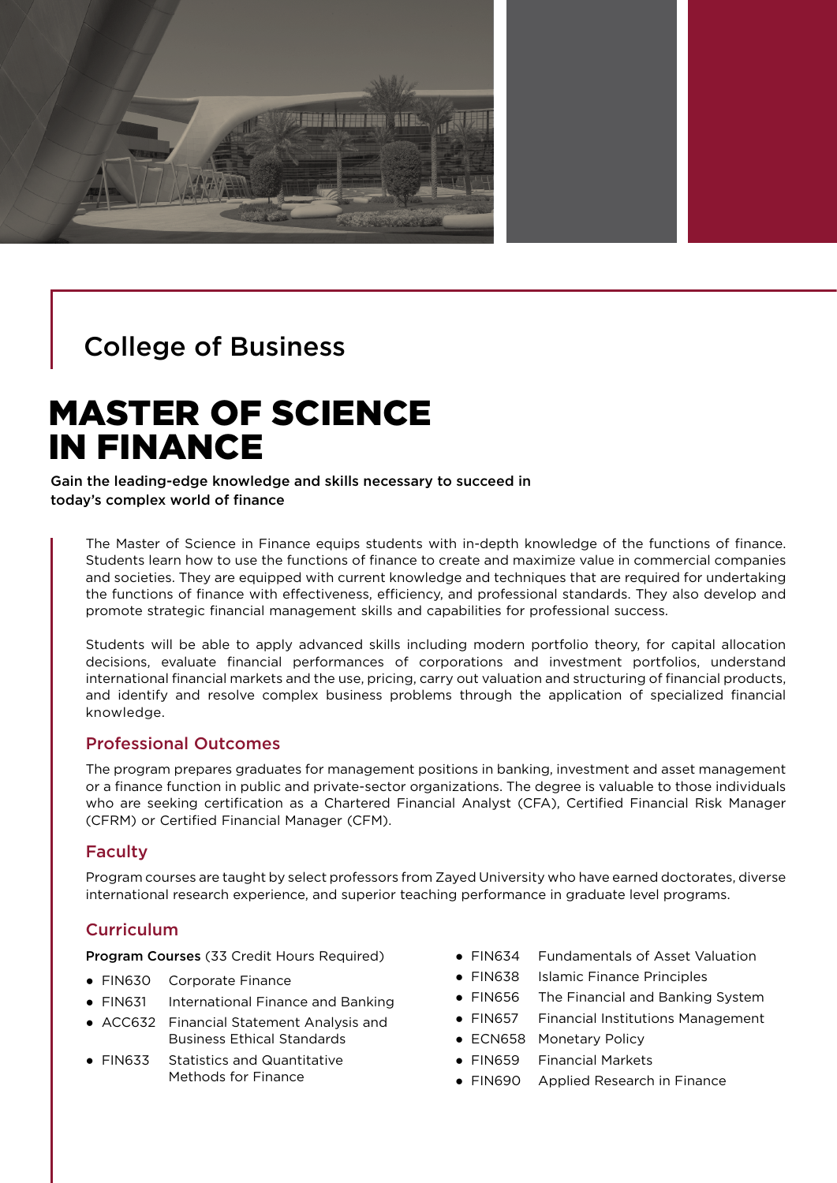## College of Business

# MASTER OF SCIENCE IN FINANCE

**Gain the leading-edge knowledge and skills necessary to succeed in today's complex world of finance**

The Master of Science in Finance equips students with in-depth knowledge of the functions of finance. Students learn how to use the functions of finance to create and maximize value in commercial companies and societies. They are equipped with current knowledge and techniques that are required for undertaking the functions of finance with effectiveness, efficiency, and professional standards. They also develop and promote strategic financial management skills and capabilities for professional success.

Students will be able to apply advanced skills including modern portfolio theory, for capital allocation decisions, evaluate financial performances of corporations and investment portfolios, understand international financial markets and the use, pricing, carry out valuation and structuring of financial products, and identify and resolve complex business problems through the application of specialized financial knowledge.

### Professional Outcomes

The program prepares graduates for management positions in banking, investment and asset management or a finance function in public and private-sector organizations. The degree is valuable to those individuals who are seeking certification as a Chartered Financial Analyst (CFA), Certified Financial Risk Manager (CFRM) or Certified Financial Manager (CFM).

### Faculty

Program courses are taught by select professors from Zayed University who have earned doctorates, diverse international research experience, and superior teaching performance in graduate level programs.

### Curriculum

**Program Courses** (33 Credit Hours Required)

- FIN630 Corporate Finance
- FIN631 International Finance and Banking
- ACC632 Financial Statement Analysis and Business Ethical Standards
- FIN633 Statistics and Quantitative Methods for Finance
- FIN634 Fundamentals of Asset Valuation
- FIN638 Islamic Finance Principles
- FIN656 The Financial and Banking System
- FIN657 Financial Institutions Management
- ECN658 Monetary Policy
- FIN659 Financial Markets
- FIN690 Applied Research in Finance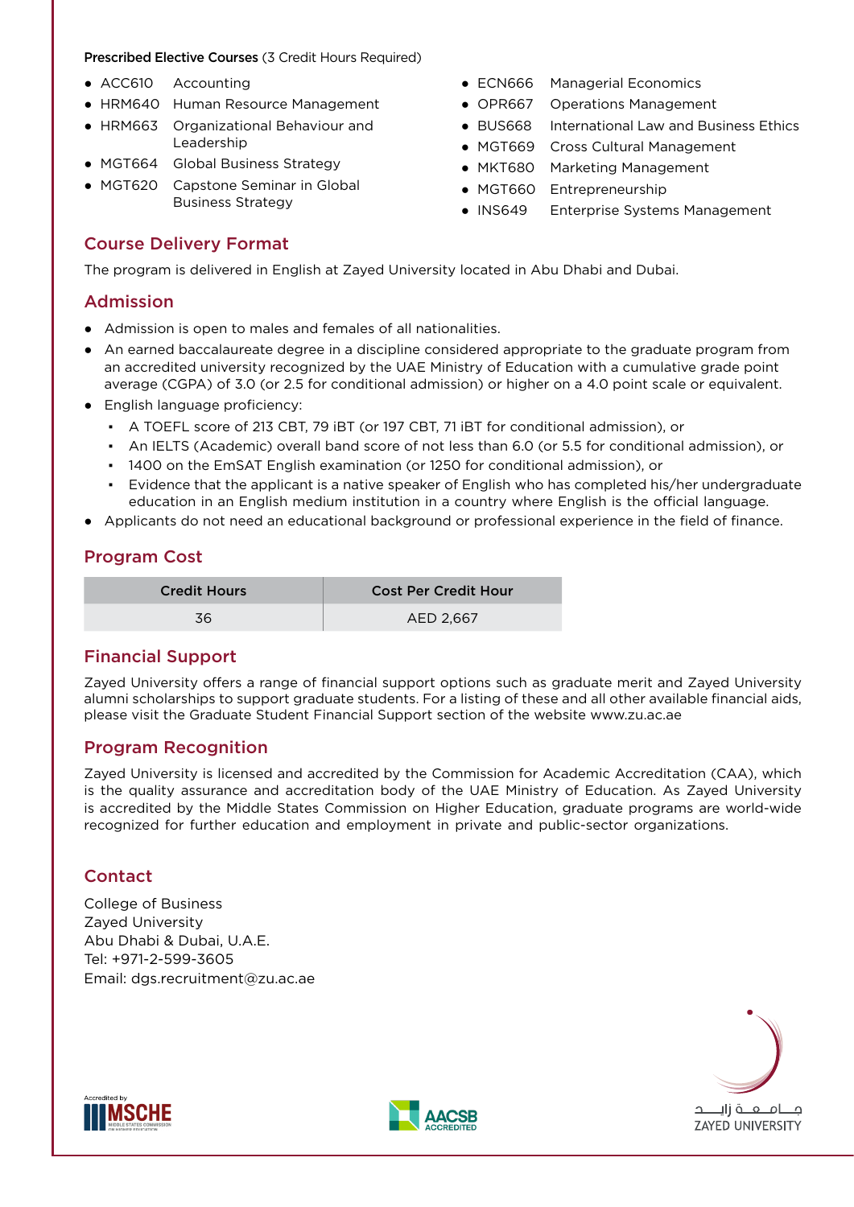**Prescribed Elective Courses** (3 Credit Hours Required)

- ACC610 Accounting
- HRM640 Human Resource Management
- HRM663 Organizational Behaviour and Leadership
- MGT664 Global Business Strategy
- MGT620 Capstone Seminar in Global Business Strategy
- ECN666 Managerial Economics
- OPR667 Operations Management
- BUS668 International Law and Business Ethics
- MGT669 Cross Cultural Management
- MKT680 Marketing Management
- MGT660 Entrepreneurship
- INS649 Enterprise Systems Management

## Course Delivery Format

The program is delivered in English at Zayed University located in Abu Dhabi and Dubai.

## Admission

- Admission is open to males and females of all nationalities.
- An earned baccalaureate degree in a discipline considered appropriate to the graduate program from an accredited university recognized by the UAE Ministry of Education with a cumulative grade point average (CGPA) of 3.0 (or 2.5 for conditional admission) or higher on a 4.0 point scale or equivalent.
- English language proficiency:
  - A TOEFL score of 213 CBT, 79 iBT (or 197 CBT, 71 iBT for conditional admission), or
  - An IELTS (Academic) overall band score of not less than 6.0 (or 5.5 for conditional admission), or
  - 1400 on the EmSAT English examination (or 1250 for conditional admission), or
  - Evidence that the applicant is a native speaker of English who has completed his/her undergraduate education in an English medium institution in a country where English is the official language.
- Applicants do not need an educational background or professional experience in the field of finance.

## Program Cost

| Credit Hours | Cost Per Credit Hour |
|---|---|
| 36 | AED 2,667 |

## Financial Support

Zayed University offers a range of financial support options such as graduate merit and Zayed University alumni scholarships to support graduate students. For a listing of these and all other available financial aids, please visit the Graduate Student Financial Support section of the website www.zu.ac.ae

## Program Recognition

Zayed University is licensed and accredited by the Commission for Academic Accreditation (CAA), which is the quality assurance and accreditation body of the UAE Ministry of Education. As Zayed University is accredited by the Middle States Commission on Higher Education, graduate programs are world-wide recognized for further education and employment in private and public-sector organizations.

## Contact

College of Business
Zayed University
Abu Dhabi & Dubai, U.A.E.
Tel: +971-2-599-3605
Email: dgs.recruitment@zu.ac.ae

Accredited by MSCHE

AACSB ACCREDITED

جامعة زايد
ZAYED UNIVERSITY